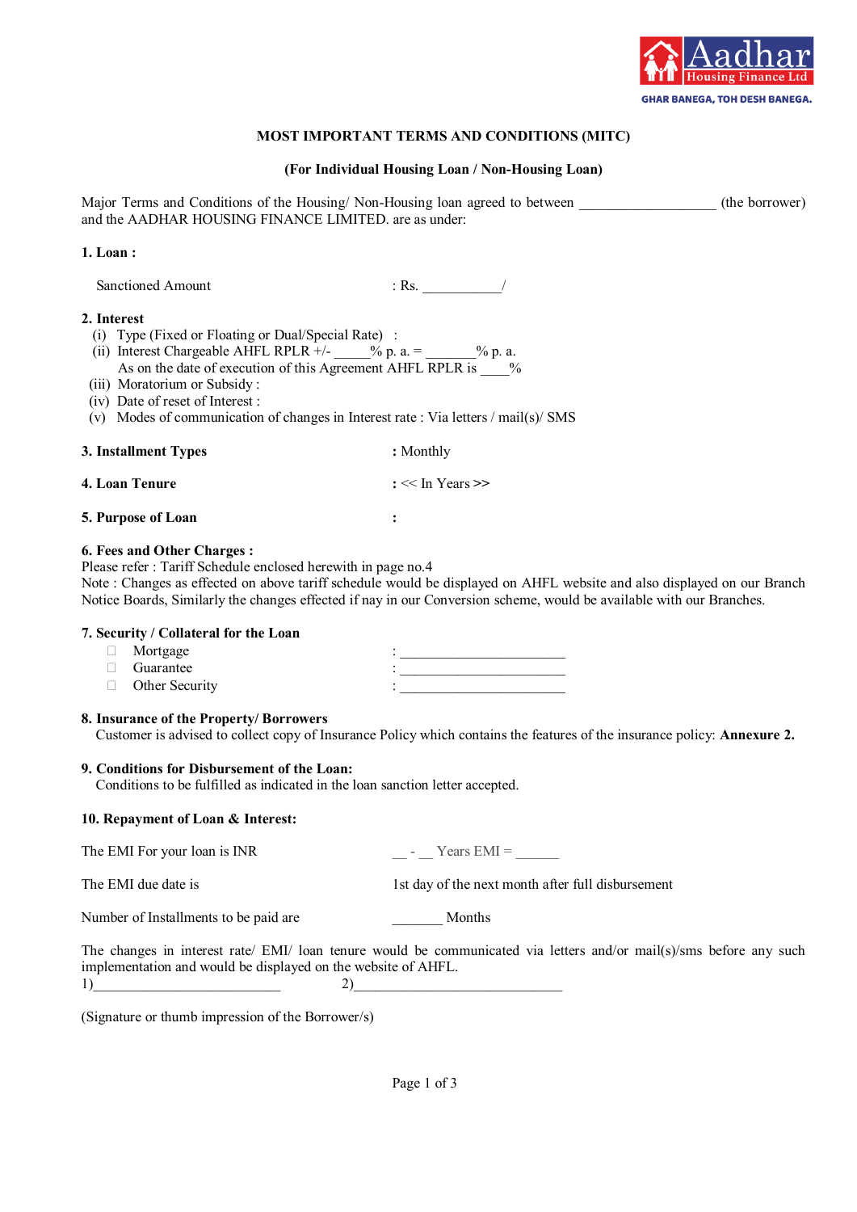Aadhar Housing Finance Ltd

GHAR BANEGA, TOH DESH BANEGA.

# MOST IMPORTANT TERMS AND CONDITIONS (MITC)

## (For Individual Housing Loan / Non-Housing Loan)

Major Terms and Conditions of the Housing/ Non-Housing loan agreed to between __________________ (the borrower) and the AADHAR HOUSING FINANCE LIMITED. are as under:

**1. Loan :**

Sanctioned Amount : Rs. ___________/

**2. Interest**

(i) Type (Fixed or Floating or Dual/Special Rate) :

(ii) Interest Chargeable AHFL RPLR +/- _____% p. a. = _______% p. a.
As on the date of execution of this Agreement AHFL RPLR is ____%

(iii) Moratorium or Subsidy :

(iv) Date of reset of Interest :

(v) Modes of communication of changes in Interest rate : Via letters / mail(s)/ SMS

**3. Installment Types** : Monthly

**4. Loan Tenure** : << In Years >>

**5. Purpose of Loan** :

**6. Fees and Other Charges :**

Please refer : Tariff Schedule enclosed herewith in page no.4

Note : Changes as effected on above tariff schedule would be displayed on AHFL website and also displayed on our Branch Notice Boards, Similarly the changes effected if nay in our Conversion scheme, would be available with our Branches.

**7. Security / Collateral for the Loan**

- ☐ Mortgage : _______________________
- ☐ Guarantee : _______________________
- ☐ Other Security : _______________________

**8. Insurance of the Property/ Borrowers**

Customer is advised to collect copy of Insurance Policy which contains the features of the insurance policy: **Annexure 2.**

**9. Conditions for Disbursement of the Loan:**

Conditions to be fulfilled as indicated in the loan sanction letter accepted.

**10. Repayment of Loan & Interest:**

The EMI For your loan is INR __ - __ Years EMI = ______

The EMI due date is 1st day of the next month after full disbursement

Number of Installments to be paid are _______ Months

The changes in interest rate/ EMI/ loan tenure would be communicated via letters and/or mail(s)/sms before any such implementation and would be displayed on the website of AHFL.

1)__________________________ 2)_____________________________

(Signature or thumb impression of the Borrower/s)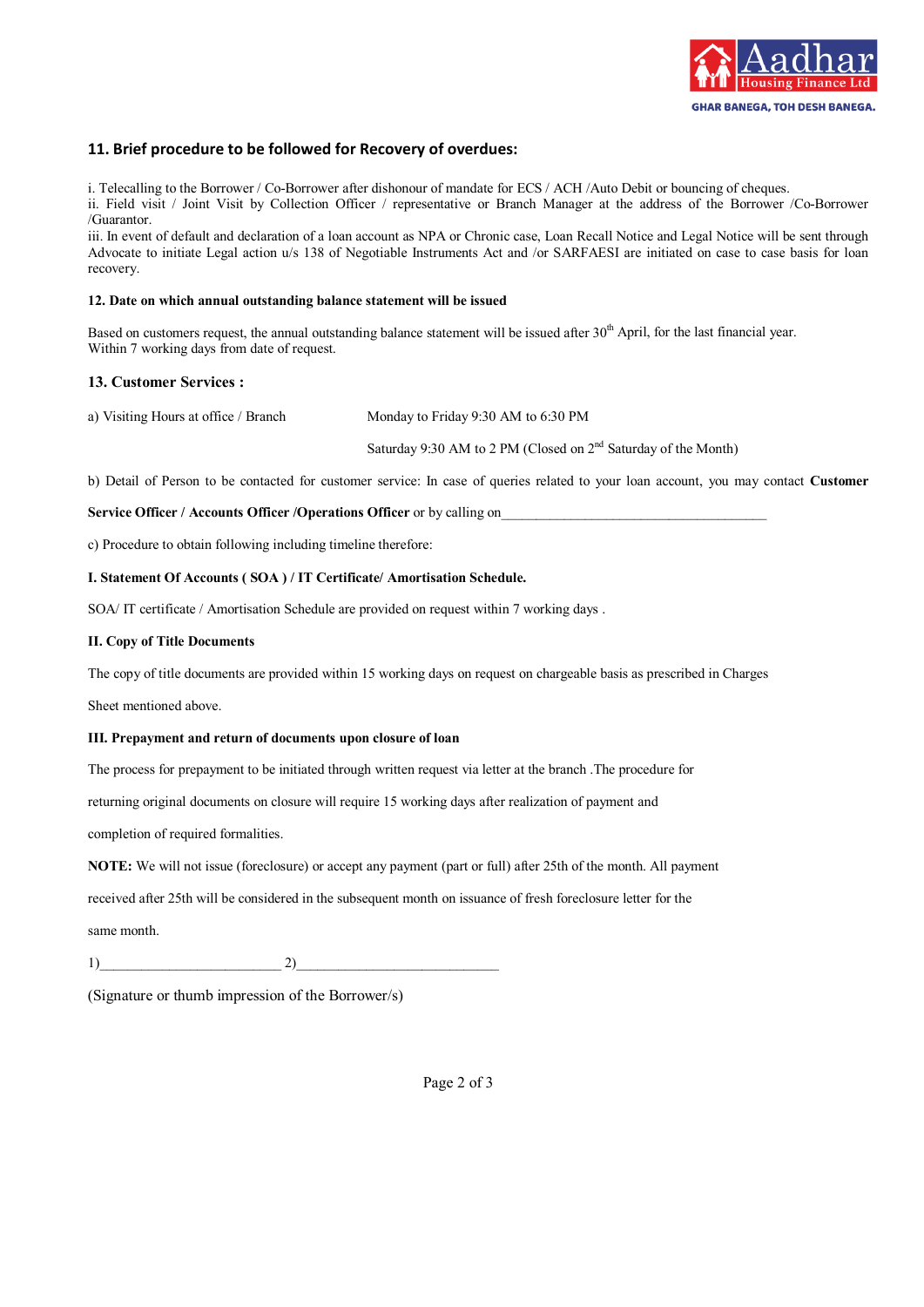## 11. Brief procedure to be followed for Recovery of overdues:

i. Telecalling to the Borrower / Co-Borrower after dishonour of mandate for ECS / ACH /Auto Debit or bouncing of cheques.
ii. Field visit / Joint Visit by Collection Officer / representative or Branch Manager at the address of the Borrower /Co-Borrower /Guarantor.
iii. In event of default and declaration of a loan account as NPA or Chronic case, Loan Recall Notice and Legal Notice will be sent through Advocate to initiate Legal action u/s 138 of Negotiable Instruments Act and /or SARFAESI are initiated on case to case basis for loan recovery.

**12. Date on which annual outstanding balance statement will be issued**

Based on customers request, the annual outstanding balance statement will be issued after 30th April, for the last financial year.
Within 7 working days from date of request.

### 13. Customer Services :

a) Visiting Hours at office / Branch — Monday to Friday 9:30 AM to 6:30 PM

Saturday 9:30 AM to 2 PM (Closed on 2nd Saturday of the Month)

b) Detail of Person to be contacted for customer service: In case of queries related to your loan account, you may contact **Customer Service Officer / Accounts Officer /Operations Officer** or by calling on______________________________________

c) Procedure to obtain following including timeline therefore:

**I. Statement Of Accounts ( SOA ) / IT Certificate/ Amortisation Schedule.**

SOA/ IT certificate / Amortisation Schedule are provided on request within 7 working days .

**II. Copy of Title Documents**

The copy of title documents are provided within 15 working days on request on chargeable basis as prescribed in Charges Sheet mentioned above.

**III. Prepayment and return of documents upon closure of loan**

The process for prepayment to be initiated through written request via letter at the branch .The procedure for returning original documents on closure will require 15 working days after realization of payment and completion of required formalities.

**NOTE:** We will not issue (foreclosure) or accept any payment (part or full) after 25th of the month. All payment received after 25th will be considered in the subsequent month on issuance of fresh foreclosure letter for the same month.

1)________________________ 2)____________________________

(Signature or thumb impression of the Borrower/s)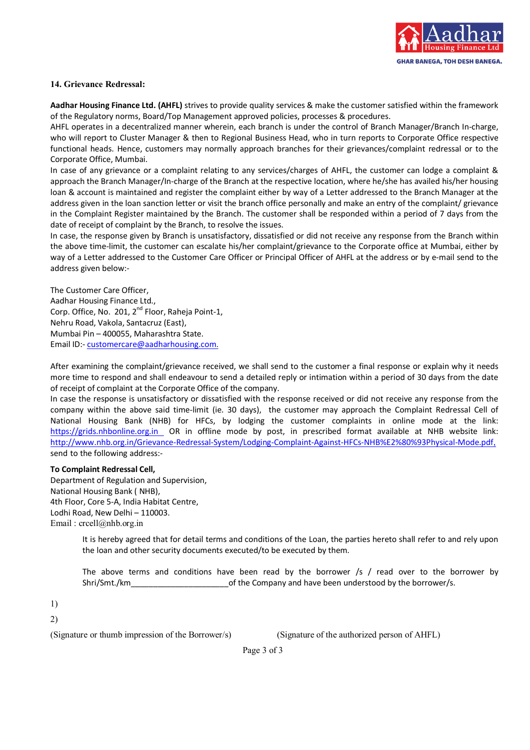## 14. Grievance Redressal:

**Aadhar Housing Finance Ltd. (AHFL)** strives to provide quality services & make the customer satisfied within the framework of the Regulatory norms, Board/Top Management approved policies, processes & procedures.

AHFL operates in a decentralized manner wherein, each branch is under the control of Branch Manager/Branch In-charge, who will report to Cluster Manager & then to Regional Business Head, who in turn reports to Corporate Office respective functional heads. Hence, customers may normally approach branches for their grievances/complaint redressal or to the Corporate Office, Mumbai.

In case of any grievance or a complaint relating to any services/charges of AHFL, the customer can lodge a complaint & approach the Branch Manager/In-charge of the Branch at the respective location, where he/she has availed his/her housing loan & account is maintained and register the complaint either by way of a Letter addressed to the Branch Manager at the address given in the loan sanction letter or visit the branch office personally and make an entry of the complaint/ grievance in the Complaint Register maintained by the Branch. The customer shall be responded within a period of 7 days from the date of receipt of complaint by the Branch, to resolve the issues.

In case, the response given by Branch is unsatisfactory, dissatisfied or did not receive any response from the Branch within the above time-limit, the customer can escalate his/her complaint/grievance to the Corporate office at Mumbai, either by way of a Letter addressed to the Customer Care Officer or Principal Officer of AHFL at the address or by e-mail send to the address given below:-

The Customer Care Officer,
Aadhar Housing Finance Ltd.,
Corp. Office, No. 201, 2nd Floor, Raheja Point-1,
Nehru Road, Vakola, Santacruz (East),
Mumbai Pin – 400055, Maharashtra State.
Email ID:- customercare@aadharhousing.com.

After examining the complaint/grievance received, we shall send to the customer a final response or explain why it needs more time to respond and shall endeavour to send a detailed reply or intimation within a period of 30 days from the date of receipt of complaint at the Corporate Office of the company.

In case the response is unsatisfactory or dissatisfied with the response received or did not receive any response from the company within the above said time-limit (ie. 30 days), the customer may approach the Complaint Redressal Cell of National Housing Bank (NHB) for HFCs, by lodging the customer complaints in online mode at the link: https://grids.nhbonline.org.in OR in offline mode by post, in prescribed format available at NHB website link: http://www.nhb.org.in/Grievance-Redressal-System/Lodging-Complaint-Against-HFCs-NHB%E2%80%93Physical-Mode.pdf, send to the following address:-

**To Complaint Redressal Cell,**
Department of Regulation and Supervision,
National Housing Bank ( NHB),
4th Floor, Core 5-A, India Habitat Centre,
Lodhi Road, New Delhi – 110003.
Email : crcell@nhb.org.in

It is hereby agreed that for detail terms and conditions of the Loan, the parties hereto shall refer to and rely upon the loan and other security documents executed/to be executed by them.

The above terms and conditions have been read by the borrower /s / read over to the borrower by Shri/Smt./km______________________of the Company and have been understood by the borrower/s.

1)

2)

(Signature or thumb impression of the Borrower/s)                    (Signature of the authorized person of AHFL)